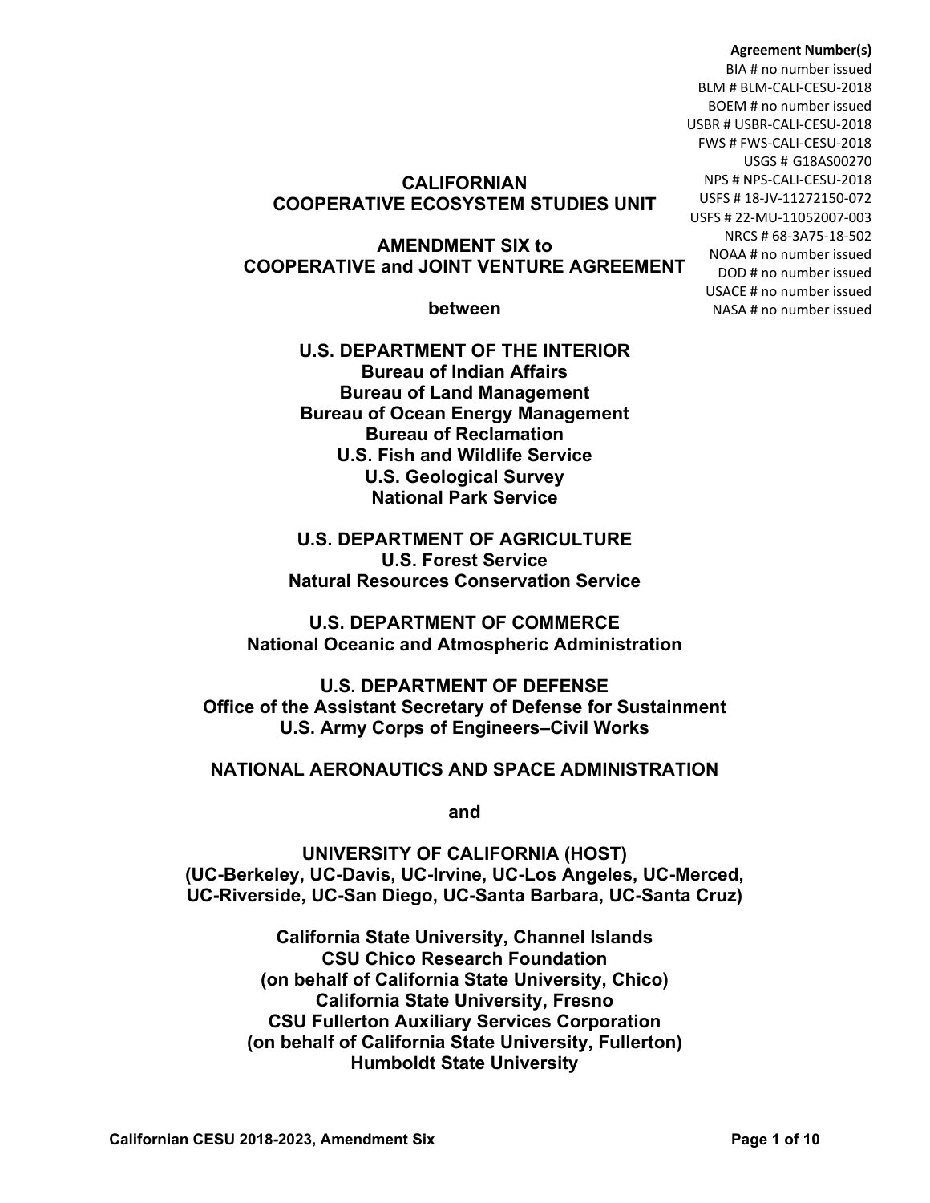**Agreement Number(s)**
BIA # no number issued
BLM # BLM-CALI-CESU-2018
BOEM # no number issued
USBR # USBR-CALI-CESU-2018
FWS # FWS-CALI-CESU-2018
USGS # G18AS00270
NPS # NPS-CALI-CESU-2018
USFS # 18-JV-11272150-072
USFS # 22-MU-11052007-003
NRCS # 68-3A75-18-502
NOAA # no number issued
DOD # no number issued
USACE # no number issued
NASA # no number issued

# CALIFORNIAN COOPERATIVE ECOSYSTEM STUDIES UNIT

## AMENDMENT SIX to COOPERATIVE and JOINT VENTURE AGREEMENT

**between**

**U.S. DEPARTMENT OF THE INTERIOR**
**Bureau of Indian Affairs**
**Bureau of Land Management**
**Bureau of Ocean Energy Management**
**Bureau of Reclamation**
**U.S. Fish and Wildlife Service**
**U.S. Geological Survey**
**National Park Service**

**U.S. DEPARTMENT OF AGRICULTURE**
**U.S. Forest Service**
**Natural Resources Conservation Service**

**U.S. DEPARTMENT OF COMMERCE**
**National Oceanic and Atmospheric Administration**

**U.S. DEPARTMENT OF DEFENSE**
**Office of the Assistant Secretary of Defense for Sustainment**
**U.S. Army Corps of Engineers–Civil Works**

**NATIONAL AERONAUTICS AND SPACE ADMINISTRATION**

**and**

**UNIVERSITY OF CALIFORNIA (HOST)**
**(UC-Berkeley, UC-Davis, UC-Irvine, UC-Los Angeles, UC-Merced, UC-Riverside, UC-San Diego, UC-Santa Barbara, UC-Santa Cruz)**

**California State University, Channel Islands**
**CSU Chico Research Foundation**
**(on behalf of California State University, Chico)**
**California State University, Fresno**
**CSU Fullerton Auxiliary Services Corporation**
**(on behalf of California State University, Fullerton)**
**Humboldt State University**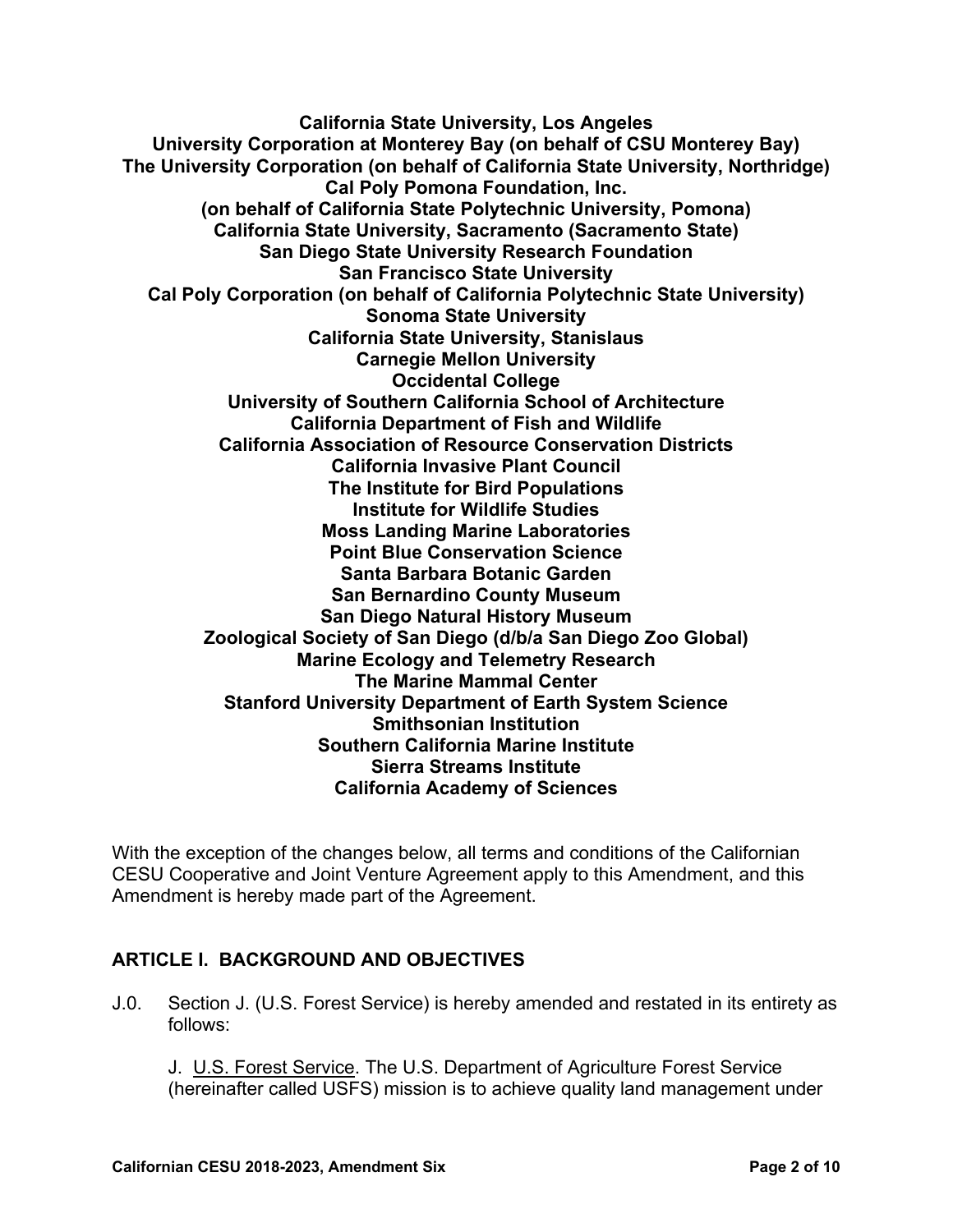**California State University, Los Angeles**
**University Corporation at Monterey Bay (on behalf of CSU Monterey Bay)**
**The University Corporation (on behalf of California State University, Northridge)**
**Cal Poly Pomona Foundation, Inc.**
**(on behalf of California State Polytechnic University, Pomona)**
**California State University, Sacramento (Sacramento State)**
**San Diego State University Research Foundation**
**San Francisco State University**
**Cal Poly Corporation (on behalf of California Polytechnic State University)**
**Sonoma State University**
**California State University, Stanislaus**
**Carnegie Mellon University**
**Occidental College**
**University of Southern California School of Architecture**
**California Department of Fish and Wildlife**
**California Association of Resource Conservation Districts**
**California Invasive Plant Council**
**The Institute for Bird Populations**
**Institute for Wildlife Studies**
**Moss Landing Marine Laboratories**
**Point Blue Conservation Science**
**Santa Barbara Botanic Garden**
**San Bernardino County Museum**
**San Diego Natural History Museum**
**Zoological Society of San Diego (d/b/a San Diego Zoo Global)**
**Marine Ecology and Telemetry Research**
**The Marine Mammal Center**
**Stanford University Department of Earth System Science**
**Smithsonian Institution**
**Southern California Marine Institute**
**Sierra Streams Institute**
**California Academy of Sciences**

With the exception of the changes below, all terms and conditions of the Californian CESU Cooperative and Joint Venture Agreement apply to this Amendment, and this Amendment is hereby made part of the Agreement.

## ARTICLE I. BACKGROUND AND OBJECTIVES

J.0. Section J. (U.S. Forest Service) is hereby amended and restated in its entirety as follows:

J. U.S. Forest Service. The U.S. Department of Agriculture Forest Service (hereinafter called USFS) mission is to achieve quality land management under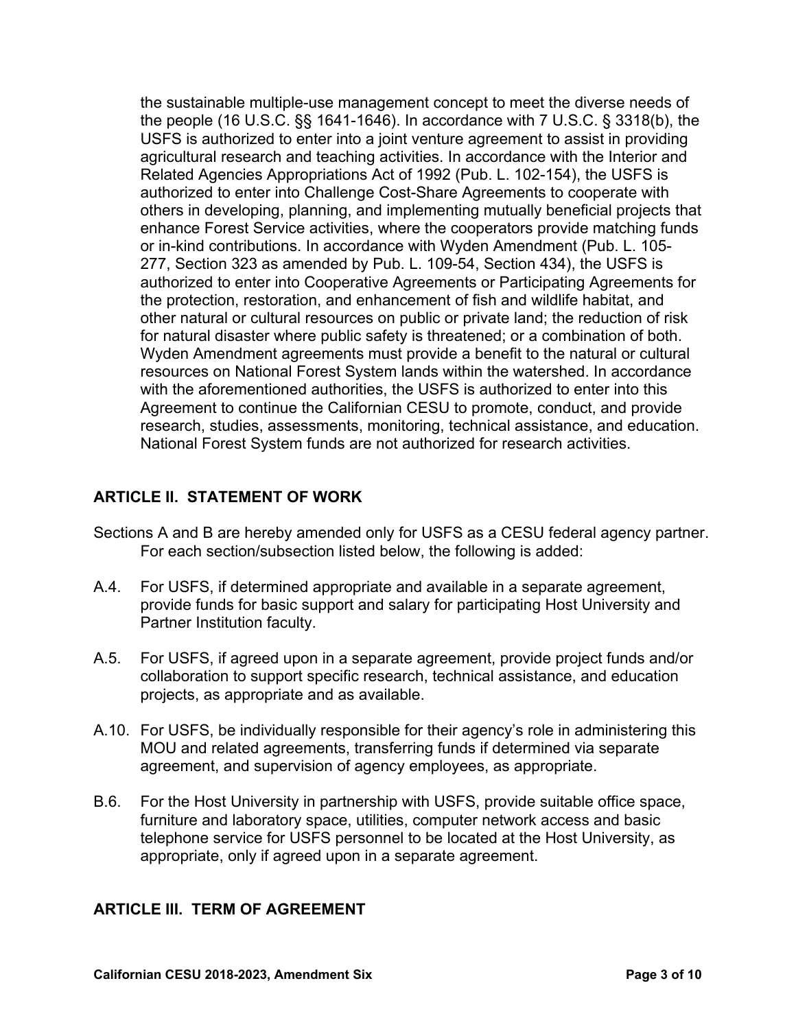the sustainable multiple-use management concept to meet the diverse needs of the people (16 U.S.C. §§ 1641-1646). In accordance with 7 U.S.C. § 3318(b), the USFS is authorized to enter into a joint venture agreement to assist in providing agricultural research and teaching activities. In accordance with the Interior and Related Agencies Appropriations Act of 1992 (Pub. L. 102-154), the USFS is authorized to enter into Challenge Cost-Share Agreements to cooperate with others in developing, planning, and implementing mutually beneficial projects that enhance Forest Service activities, where the cooperators provide matching funds or in-kind contributions. In accordance with Wyden Amendment (Pub. L. 105-277, Section 323 as amended by Pub. L. 109-54, Section 434), the USFS is authorized to enter into Cooperative Agreements or Participating Agreements for the protection, restoration, and enhancement of fish and wildlife habitat, and other natural or cultural resources on public or private land; the reduction of risk for natural disaster where public safety is threatened; or a combination of both. Wyden Amendment agreements must provide a benefit to the natural or cultural resources on National Forest System lands within the watershed. In accordance with the aforementioned authorities, the USFS is authorized to enter into this Agreement to continue the Californian CESU to promote, conduct, and provide research, studies, assessments, monitoring, technical assistance, and education. National Forest System funds are not authorized for research activities.

## ARTICLE II. STATEMENT OF WORK

Sections A and B are hereby amended only for USFS as a CESU federal agency partner. For each section/subsection listed below, the following is added:

A.4. For USFS, if determined appropriate and available in a separate agreement, provide funds for basic support and salary for participating Host University and Partner Institution faculty.

A.5. For USFS, if agreed upon in a separate agreement, provide project funds and/or collaboration to support specific research, technical assistance, and education projects, as appropriate and as available.

A.10. For USFS, be individually responsible for their agency's role in administering this MOU and related agreements, transferring funds if determined via separate agreement, and supervision of agency employees, as appropriate.

B.6. For the Host University in partnership with USFS, provide suitable office space, furniture and laboratory space, utilities, computer network access and basic telephone service for USFS personnel to be located at the Host University, as appropriate, only if agreed upon in a separate agreement.

## ARTICLE III. TERM OF AGREEMENT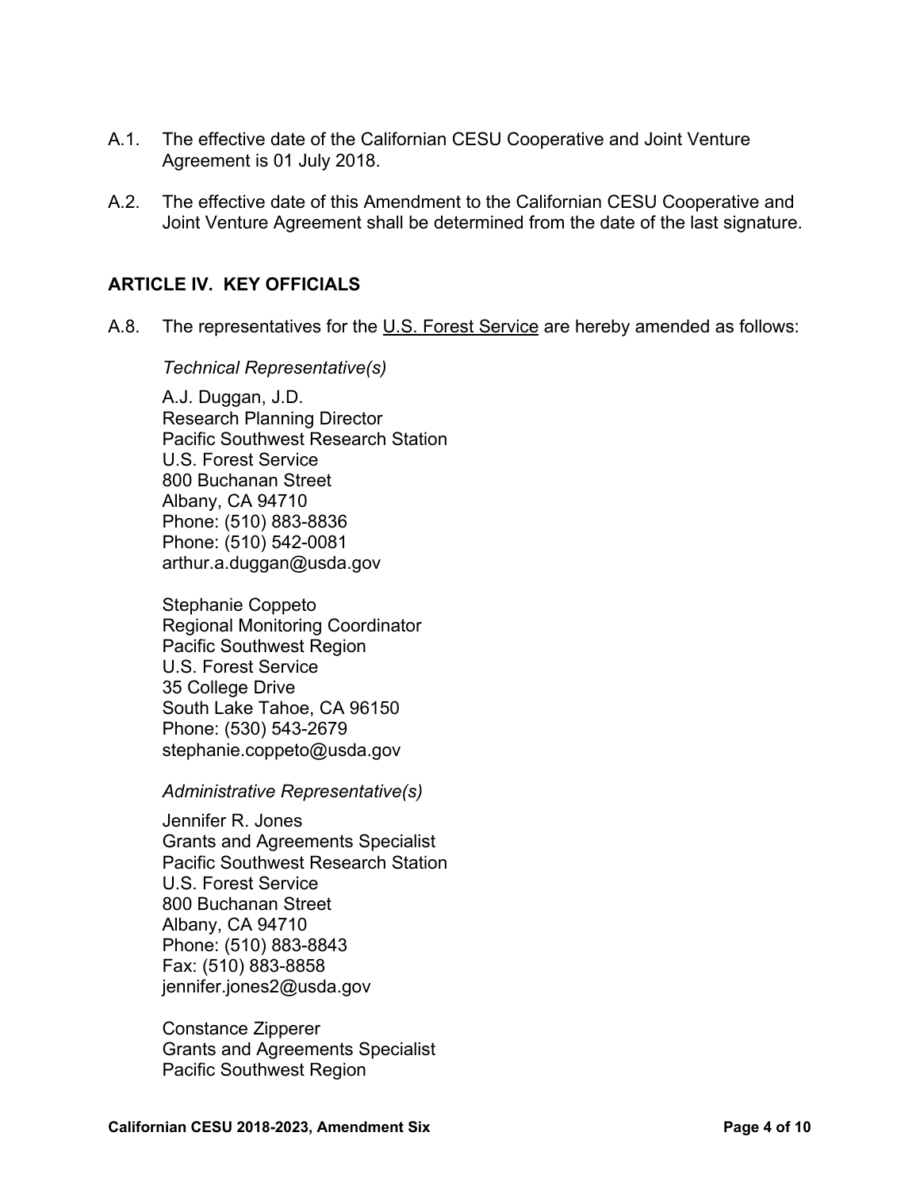A.1. The effective date of the Californian CESU Cooperative and Joint Venture Agreement is 01 July 2018.

A.2. The effective date of this Amendment to the Californian CESU Cooperative and Joint Venture Agreement shall be determined from the date of the last signature.

## ARTICLE IV. KEY OFFICIALS

A.8. The representatives for the U.S. Forest Service are hereby amended as follows:

*Technical Representative(s)*

A.J. Duggan, J.D.
Research Planning Director
Pacific Southwest Research Station
U.S. Forest Service
800 Buchanan Street
Albany, CA 94710
Phone: (510) 883-8836
Phone: (510) 542-0081
arthur.a.duggan@usda.gov

Stephanie Coppeto
Regional Monitoring Coordinator
Pacific Southwest Region
U.S. Forest Service
35 College Drive
South Lake Tahoe, CA 96150
Phone: (530) 543-2679
stephanie.coppeto@usda.gov

*Administrative Representative(s)*

Jennifer R. Jones
Grants and Agreements Specialist
Pacific Southwest Research Station
U.S. Forest Service
800 Buchanan Street
Albany, CA 94710
Phone: (510) 883-8843
Fax: (510) 883-8858
jennifer.jones2@usda.gov

Constance Zipperer
Grants and Agreements Specialist
Pacific Southwest Region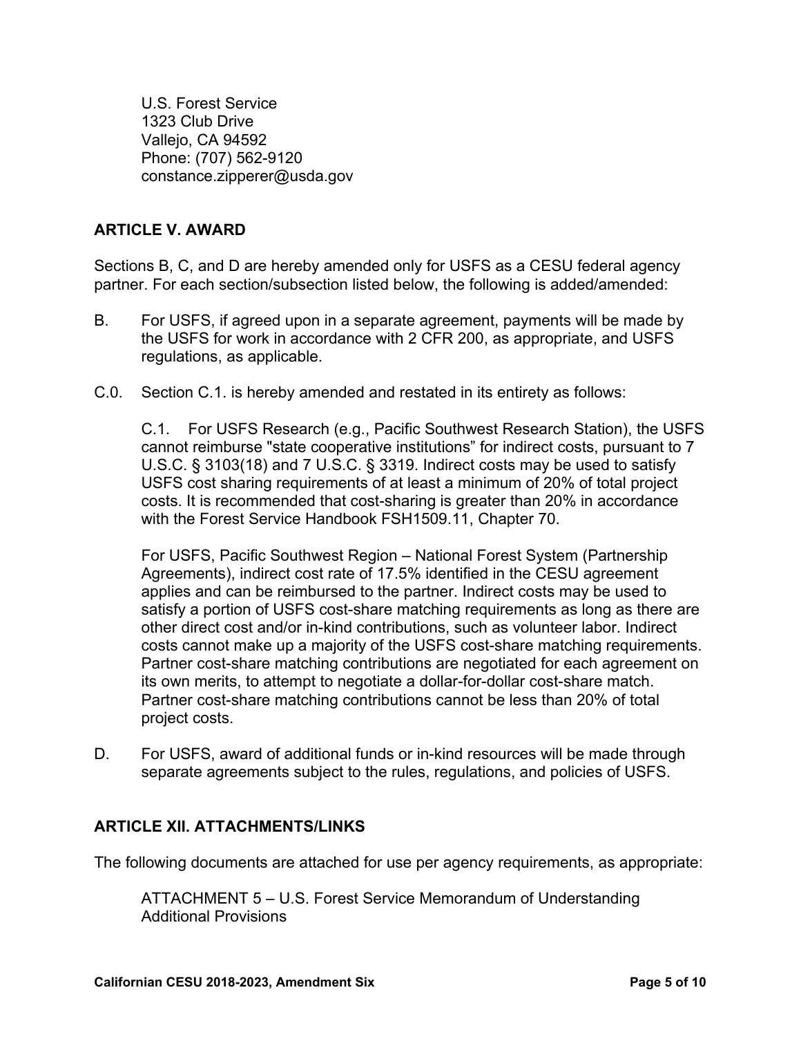U.S. Forest Service
1323 Club Drive
Vallejo, CA 94592
Phone: (707) 562-9120
constance.zipperer@usda.gov

## ARTICLE V. AWARD

Sections B, C, and D are hereby amended only for USFS as a CESU federal agency partner. For each section/subsection listed below, the following is added/amended:

B. For USFS, if agreed upon in a separate agreement, payments will be made by the USFS for work in accordance with 2 CFR 200, as appropriate, and USFS regulations, as applicable.

C.0. Section C.1. is hereby amended and restated in its entirety as follows:

C.1. For USFS Research (e.g., Pacific Southwest Research Station), the USFS cannot reimburse "state cooperative institutions" for indirect costs, pursuant to 7 U.S.C. § 3103(18) and 7 U.S.C. § 3319. Indirect costs may be used to satisfy USFS cost sharing requirements of at least a minimum of 20% of total project costs. It is recommended that cost-sharing is greater than 20% in accordance with the Forest Service Handbook FSH1509.11, Chapter 70.

For USFS, Pacific Southwest Region – National Forest System (Partnership Agreements), indirect cost rate of 17.5% identified in the CESU agreement applies and can be reimbursed to the partner. Indirect costs may be used to satisfy a portion of USFS cost-share matching requirements as long as there are other direct cost and/or in-kind contributions, such as volunteer labor. Indirect costs cannot make up a majority of the USFS cost-share matching requirements. Partner cost-share matching contributions are negotiated for each agreement on its own merits, to attempt to negotiate a dollar-for-dollar cost-share match. Partner cost-share matching contributions cannot be less than 20% of total project costs.

D. For USFS, award of additional funds or in-kind resources will be made through separate agreements subject to the rules, regulations, and policies of USFS.

## ARTICLE XII. ATTACHMENTS/LINKS

The following documents are attached for use per agency requirements, as appropriate:

ATTACHMENT 5 – U.S. Forest Service Memorandum of Understanding Additional Provisions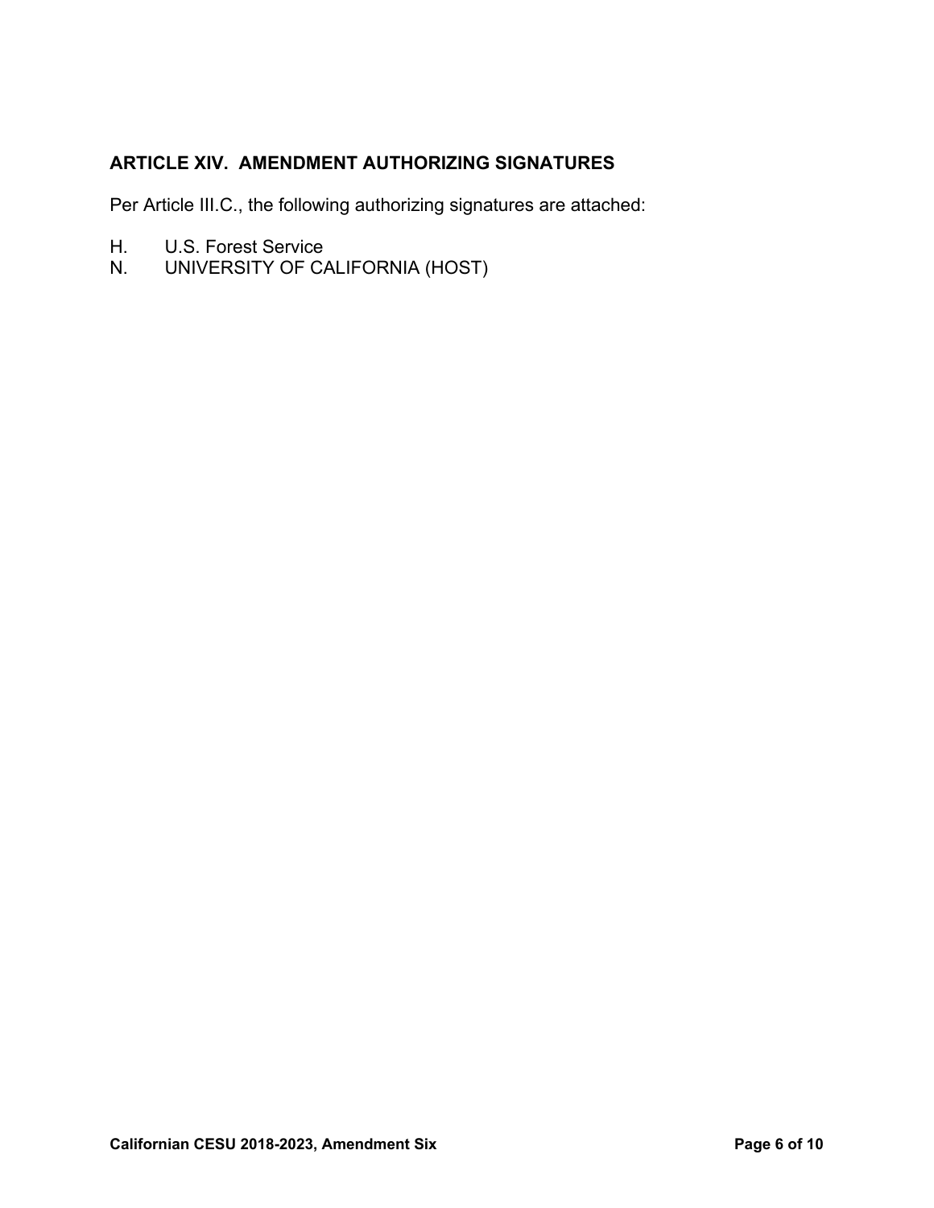## ARTICLE XIV. AMENDMENT AUTHORIZING SIGNATURES

Per Article III.C., the following authorizing signatures are attached:

H. U.S. Forest Service
N. UNIVERSITY OF CALIFORNIA (HOST)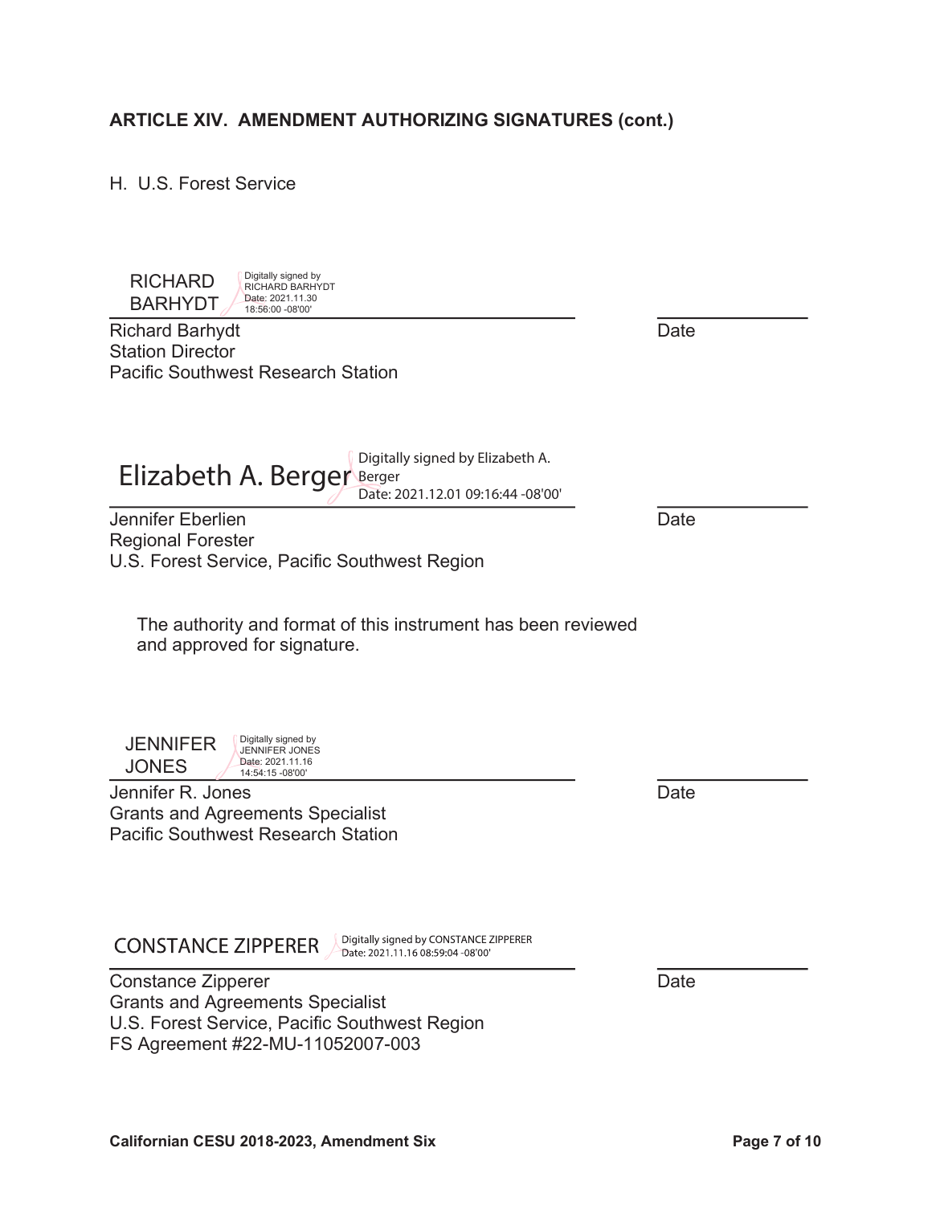**ARTICLE XIV. AMENDMENT AUTHORIZING SIGNATURES (cont.)**

H. U.S. Forest Service

RICHARD BARHYDT  Digitally signed by RICHARD BARHYDT Date: 2021.11.30 18:56:00 -08'00'

Richard Barhydt  Date
Station Director
Pacific Southwest Research Station

Elizabeth A. Berger  Digitally signed by Elizabeth A. Berger Date: 2021.12.01 09:16:44 -08'00'

Jennifer Eberlien  Date
Regional Forester
U.S. Forest Service, Pacific Southwest Region

The authority and format of this instrument has been reviewed and approved for signature.

JENNIFER JONES  Digitally signed by JENNIFER JONES Date: 2021.11.16 14:54:15 -08'00'

Jennifer R. Jones  Date
Grants and Agreements Specialist
Pacific Southwest Research Station

CONSTANCE ZIPPERER  Digitally signed by CONSTANCE ZIPPERER Date: 2021.11.16 08:59:04 -08'00'

Constance Zipperer  Date
Grants and Agreements Specialist
U.S. Forest Service, Pacific Southwest Region
FS Agreement #22-MU-11052007-003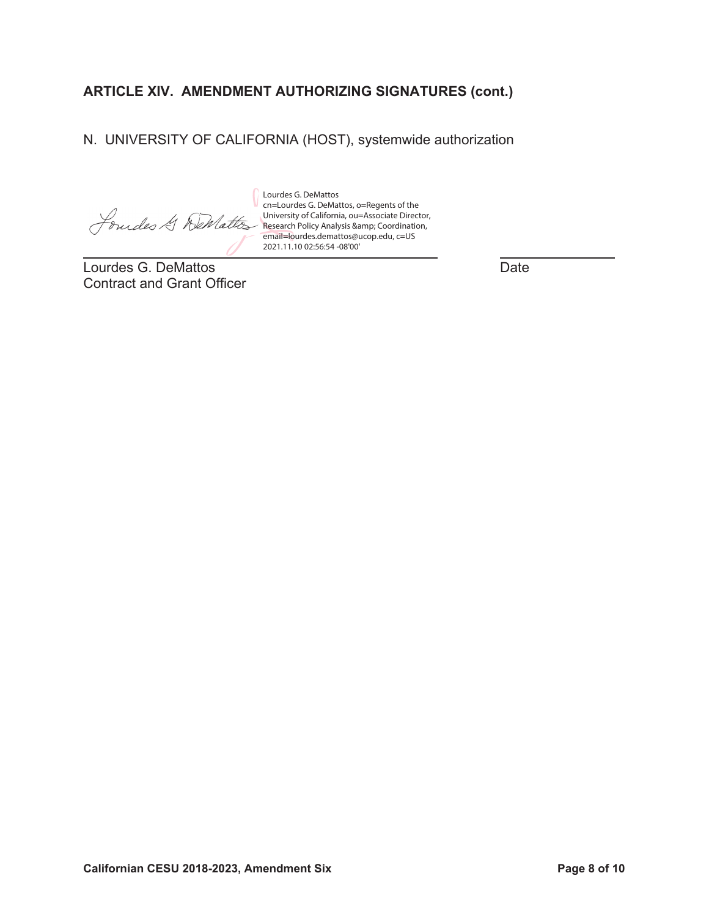## ARTICLE XIV. AMENDMENT AUTHORIZING SIGNATURES (cont.)

N. UNIVERSITY OF CALIFORNIA (HOST), systemwide authorization

Lourdes G. DeMattos
cn=Lourdes G. DeMattos, o=Regents of the University of California, ou=Associate Director, Research Policy Analysis &amp; Coordination, email=lourdes.demattos@ucop.edu, c=US
2021.11.10 02:56:54 -08'00'

Lourdes G. DeMattos
Contract and Grant Officer

Date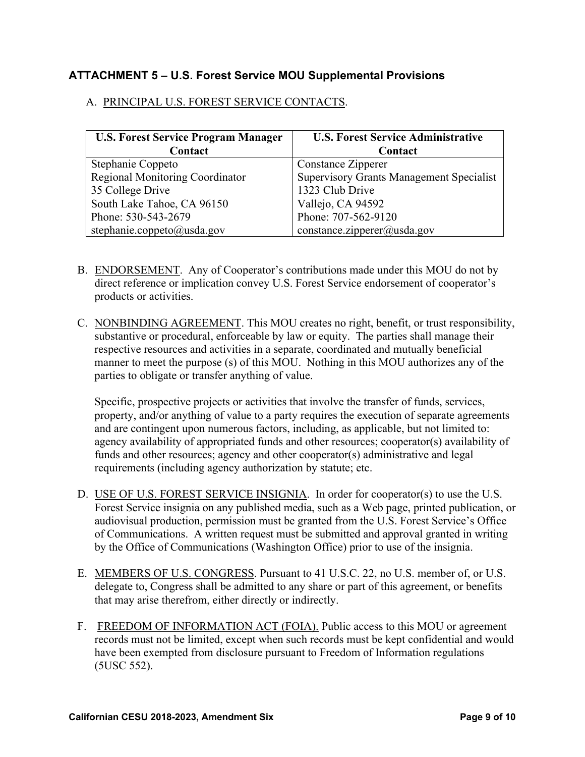## ATTACHMENT 5 – U.S. Forest Service MOU Supplemental Provisions

A. PRINCIPAL U.S. FOREST SERVICE CONTACTS.

| U.S. Forest Service Program Manager Contact | U.S. Forest Service Administrative Contact |
|---|---|
| Stephanie Coppeto<br>Regional Monitoring Coordinator<br>35 College Drive<br>South Lake Tahoe, CA 96150<br>Phone: 530-543-2679<br>stephanie.coppeto@usda.gov | Constance Zipperer<br>Supervisory Grants Management Specialist<br>1323 Club Drive<br>Vallejo, CA 94592<br>Phone: 707-562-9120<br>constance.zipperer@usda.gov |

B. ENDORSEMENT. Any of Cooperator's contributions made under this MOU do not by direct reference or implication convey U.S. Forest Service endorsement of cooperator's products or activities.

C. NONBINDING AGREEMENT. This MOU creates no right, benefit, or trust responsibility, substantive or procedural, enforceable by law or equity. The parties shall manage their respective resources and activities in a separate, coordinated and mutually beneficial manner to meet the purpose (s) of this MOU. Nothing in this MOU authorizes any of the parties to obligate or transfer anything of value.

   Specific, prospective projects or activities that involve the transfer of funds, services, property, and/or anything of value to a party requires the execution of separate agreements and are contingent upon numerous factors, including, as applicable, but not limited to: agency availability of appropriated funds and other resources; cooperator(s) availability of funds and other resources; agency and other cooperator(s) administrative and legal requirements (including agency authorization by statute; etc.

D. USE OF U.S. FOREST SERVICE INSIGNIA. In order for cooperator(s) to use the U.S. Forest Service insignia on any published media, such as a Web page, printed publication, or audiovisual production, permission must be granted from the U.S. Forest Service's Office of Communications. A written request must be submitted and approval granted in writing by the Office of Communications (Washington Office) prior to use of the insignia.

E. MEMBERS OF U.S. CONGRESS. Pursuant to 41 U.S.C. 22, no U.S. member of, or U.S. delegate to, Congress shall be admitted to any share or part of this agreement, or benefits that may arise therefrom, either directly or indirectly.

F. FREEDOM OF INFORMATION ACT (FOIA). Public access to this MOU or agreement records must not be limited, except when such records must be kept confidential and would have been exempted from disclosure pursuant to Freedom of Information regulations (5USC 552).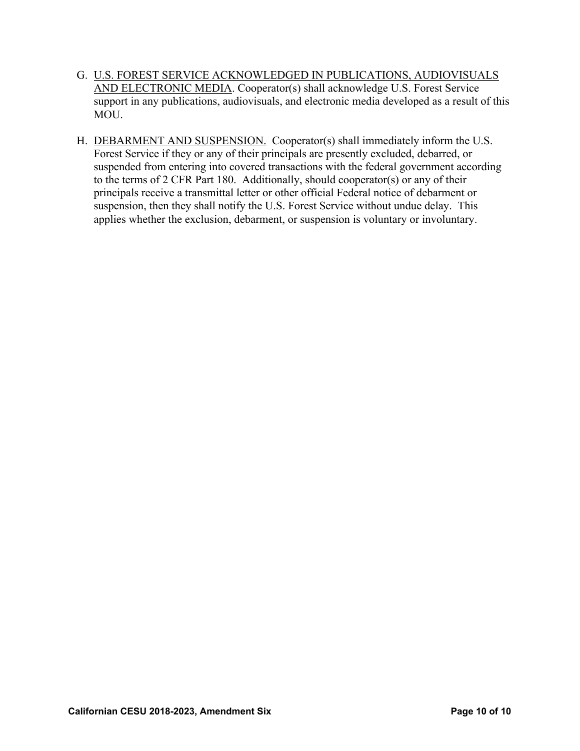G. U.S. FOREST SERVICE ACKNOWLEDGED IN PUBLICATIONS, AUDIOVISUALS AND ELECTRONIC MEDIA. Cooperator(s) shall acknowledge U.S. Forest Service support in any publications, audiovisuals, and electronic media developed as a result of this MOU.

H. DEBARMENT AND SUSPENSION. Cooperator(s) shall immediately inform the U.S. Forest Service if they or any of their principals are presently excluded, debarred, or suspended from entering into covered transactions with the federal government according to the terms of 2 CFR Part 180. Additionally, should cooperator(s) or any of their principals receive a transmittal letter or other official Federal notice of debarment or suspension, then they shall notify the U.S. Forest Service without undue delay. This applies whether the exclusion, debarment, or suspension is voluntary or involuntary.